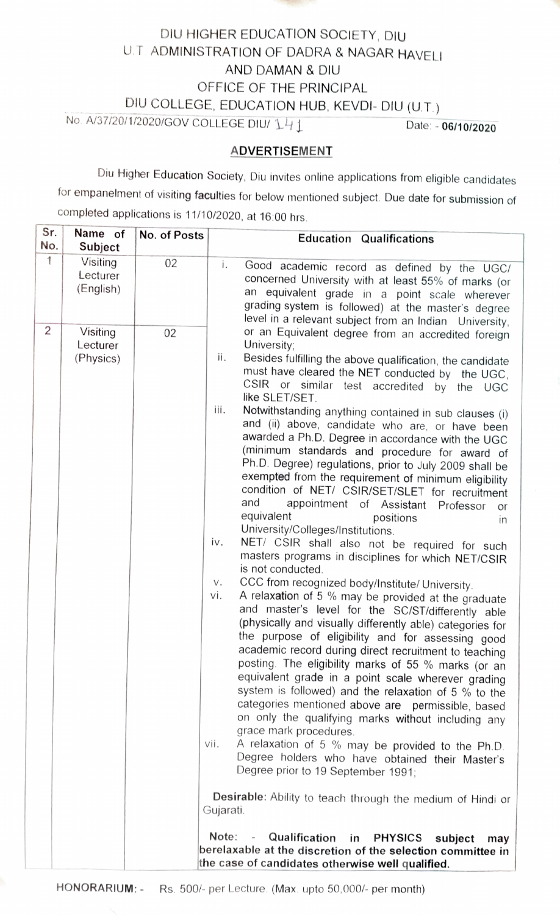# DIU HIGHER EDUCATION SOCIETY, DIU
## U.T ADMINISTRATION OF DADRA & NAGAR HAVELI AND DAMAN & DIU
## OFFICE OF THE PRINCIPAL
## DIU COLLEGE, EDUCATION HUB, KEVDI- DIU (U.T.)

No. A/37/20/1/2020/GOV COLLEGE DIU/ 141 Date: - **06/10/2020**

### ADVERTISEMENT

Diu Higher Education Society, Diu invites online applications from eligible candidates for empanelment of visiting faculties for below mentioned subject. Due date for submission of completed applications is 11/10/2020, at 16:00 hrs.

| Sr. No. | Name of Subject | No. of Posts | Education Qualifications |
|---|---|---|---|
| 1 | Visiting Lecturer (English) | 02 | i. Good academic record as defined by the UGC/ concerned University with at least 55% of marks (or an equivalent grade in a point scale wherever grading system is followed) at the master's degree level in a relevant subject from an Indian University, or an Equivalent degree from an accredited foreign University;<br>ii. Besides fulfilling the above qualification, the candidate must have cleared the NET conducted by the UGC, CSIR or similar test accredited by the UGC like SLET/SET.<br>iii. Notwithstanding anything contained in sub clauses (i) and (ii) above, candidate who are, or have been awarded a Ph.D. Degree in accordance with the UGC (minimum standards and procedure for award of Ph.D. Degree) regulations, prior to July 2009 shall be exempted from the requirement of minimum eligibility condition of NET/ CSIR/SET/SLET for recruitment and appointment of Assistant Professor or equivalent positions in University/Colleges/Institutions.<br>iv. NET/ CSIR shall also not be required for such masters programs in disciplines for which NET/CSIR is not conducted.<br>v. CCC from recognized body/Institute/ University.<br>vi. A relaxation of 5 % may be provided at the graduate and master's level for the SC/ST/differently able (physically and visually differently able) categories for the purpose of eligibility and for assessing good academic record during direct recruitment to teaching posting. The eligibility marks of 55 % marks (or an equivalent grade in a point scale wherever grading system is followed) and the relaxation of 5 % to the categories mentioned above are permissible, based on only the qualifying marks without including any grace mark procedures.<br>vii. A relaxation of 5 % may be provided to the Ph.D. Degree holders who have obtained their Master's Degree prior to 19 September 1991;<br><br>**Desirable:** Ability to teach through the medium of Hindi or Gujarati.<br><br>**Note: - Qualification in PHYSICS subject may berelaxable at the discretion of the selection committee in the case of candidates otherwise well qualified.** |
| 2 | Visiting Lecturer (Physics) | 02 | |

**HONORARIUM: -** Rs. 500/- per Lecture. (Max. upto 50,000/- per month)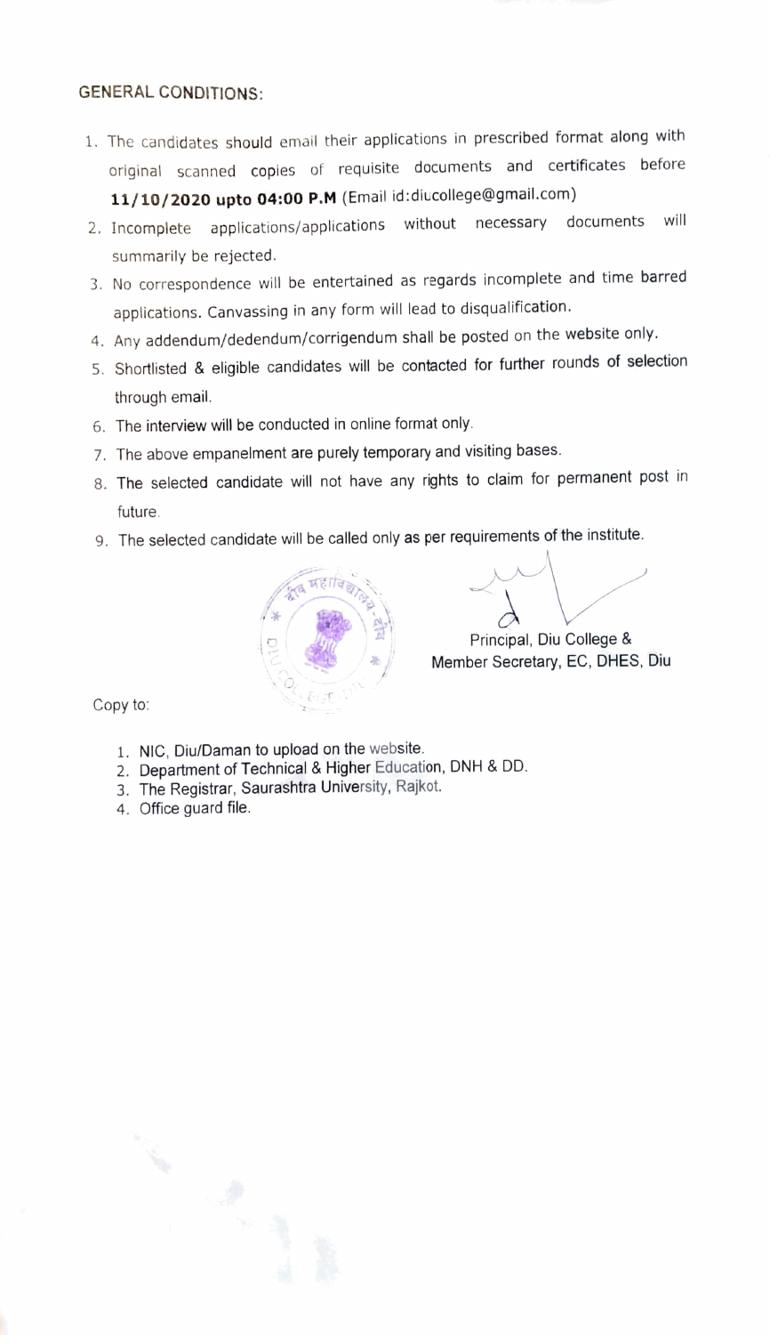## GENERAL CONDITIONS:

1. The candidates should email their applications in prescribed format along with original scanned copies of requisite documents and certificates before **11/10/2020 upto 04:00 P.M** (Email id:diucollege@gmail.com)
2. Incomplete applications/applications without necessary documents will summarily be rejected.
3. No correspondence will be entertained as regards incomplete and time barred applications. Canvassing in any form will lead to disqualification.
4. Any addendum/dedendum/corrigendum shall be posted on the website only.
5. Shortlisted & eligible candidates will be contacted for further rounds of selection through email.
6. The interview will be conducted in online format only.
7. The above empanelment are purely temporary and visiting bases.
8. The selected candidate will not have any rights to claim for permanent post in future.
9. The selected candidate will be called only as per requirements of the institute.

Principal, Diu College &
Member Secretary, EC, DHES, Diu

Copy to:

1. NIC, Diu/Daman to upload on the website.
2. Department of Technical & Higher Education, DNH & DD.
3. The Registrar, Saurashtra University, Rajkot.
4. Office guard file.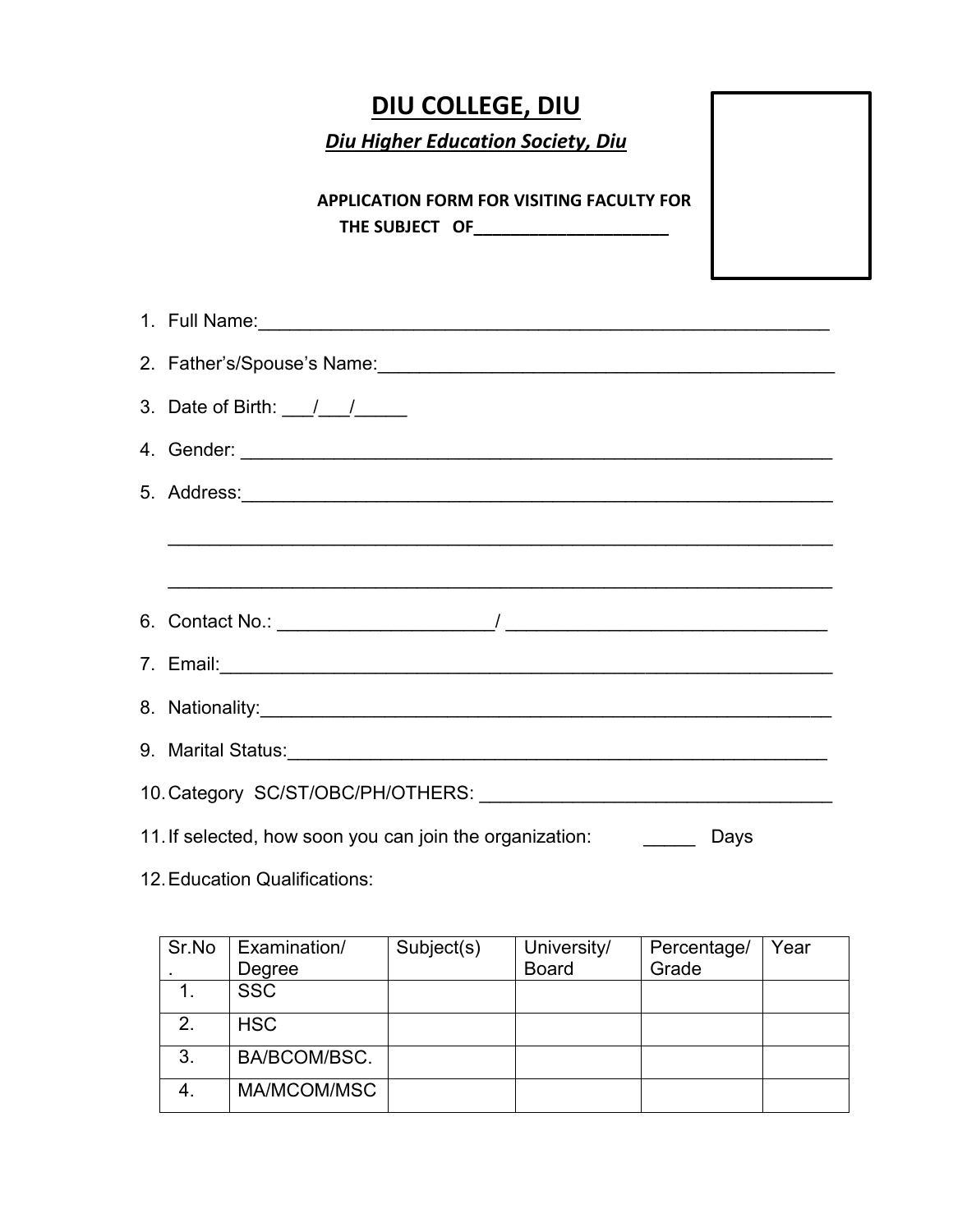# DIU COLLEGE, DIU

***Diu Higher Education Society, Diu***

**APPLICATION FORM FOR VISITING FACULTY FOR THE SUBJECT OF\_\_\_\_\_\_\_\_\_\_\_\_\_\_\_\_\_\_\_\_\_\_**

1. Full Name:\_\_\_\_\_\_\_\_\_\_\_\_\_\_\_\_\_\_\_\_\_\_\_\_\_\_\_\_\_\_\_\_\_\_\_\_\_\_\_\_\_\_\_\_\_\_\_\_\_\_\_\_\_\_\_\_
2. Father's/Spouse's Name:\_\_\_\_\_\_\_\_\_\_\_\_\_\_\_\_\_\_\_\_\_\_\_\_\_\_\_\_\_\_\_\_\_\_\_\_\_\_\_\_\_\_\_\_\_
3. Date of Birth: \_\_\_/\_\_\_/\_\_\_\_\_
4. Gender: \_\_\_\_\_\_\_\_\_\_\_\_\_\_\_\_\_\_\_\_\_\_\_\_\_\_\_\_\_\_\_\_\_\_\_\_\_\_\_\_\_\_\_\_\_\_\_\_\_\_\_\_\_\_\_\_\_
5. Address:\_\_\_\_\_\_\_\_\_\_\_\_\_\_\_\_\_\_\_\_\_\_\_\_\_\_\_\_\_\_\_\_\_\_\_\_\_\_\_\_\_\_\_\_\_\_\_\_\_\_\_\_\_\_\_\_\_

   \_\_\_\_\_\_\_\_\_\_\_\_\_\_\_\_\_\_\_\_\_\_\_\_\_\_\_\_\_\_\_\_\_\_\_\_\_\_\_\_\_\_\_\_\_\_\_\_\_\_\_\_\_\_\_\_\_\_\_\_\_\_\_

   \_\_\_\_\_\_\_\_\_\_\_\_\_\_\_\_\_\_\_\_\_\_\_\_\_\_\_\_\_\_\_\_\_\_\_\_\_\_\_\_\_\_\_\_\_\_\_\_\_\_\_\_\_\_\_\_\_\_\_\_\_\_\_

6. Contact No.: \_\_\_\_\_\_\_\_\_\_\_\_\_\_\_\_\_\_\_\_\_/ \_\_\_\_\_\_\_\_\_\_\_\_\_\_\_\_\_\_\_\_\_\_\_\_\_\_\_\_\_\_\_
7. Email:\_\_\_\_\_\_\_\_\_\_\_\_\_\_\_\_\_\_\_\_\_\_\_\_\_\_\_\_\_\_\_\_\_\_\_\_\_\_\_\_\_\_\_\_\_\_\_\_\_\_\_\_\_\_\_\_\_\_\_\_
8. Nationality:\_\_\_\_\_\_\_\_\_\_\_\_\_\_\_\_\_\_\_\_\_\_\_\_\_\_\_\_\_\_\_\_\_\_\_\_\_\_\_\_\_\_\_\_\_\_\_\_\_\_\_\_\_\_\_\_
9. Marital Status:\_\_\_\_\_\_\_\_\_\_\_\_\_\_\_\_\_\_\_\_\_\_\_\_\_\_\_\_\_\_\_\_\_\_\_\_\_\_\_\_\_\_\_\_\_\_\_\_\_\_\_\_\_
10. Category SC/ST/OBC/PH/OTHERS: \_\_\_\_\_\_\_\_\_\_\_\_\_\_\_\_\_\_\_\_\_\_\_\_\_\_\_\_\_\_\_\_\_\_\_
11. If selected, how soon you can join the organization: \_\_\_\_\_ Days
12. Education Qualifications:

| Sr.No. | Examination/ Degree | Subject(s) | University/ Board | Percentage/ Grade | Year |
|---|---|---|---|---|---|
| 1. | SSC | | | | |
| 2. | HSC | | | | |
| 3. | BA/BCOM/BSC. | | | | |
| 4. | MA/MCOM/MSC | | | | |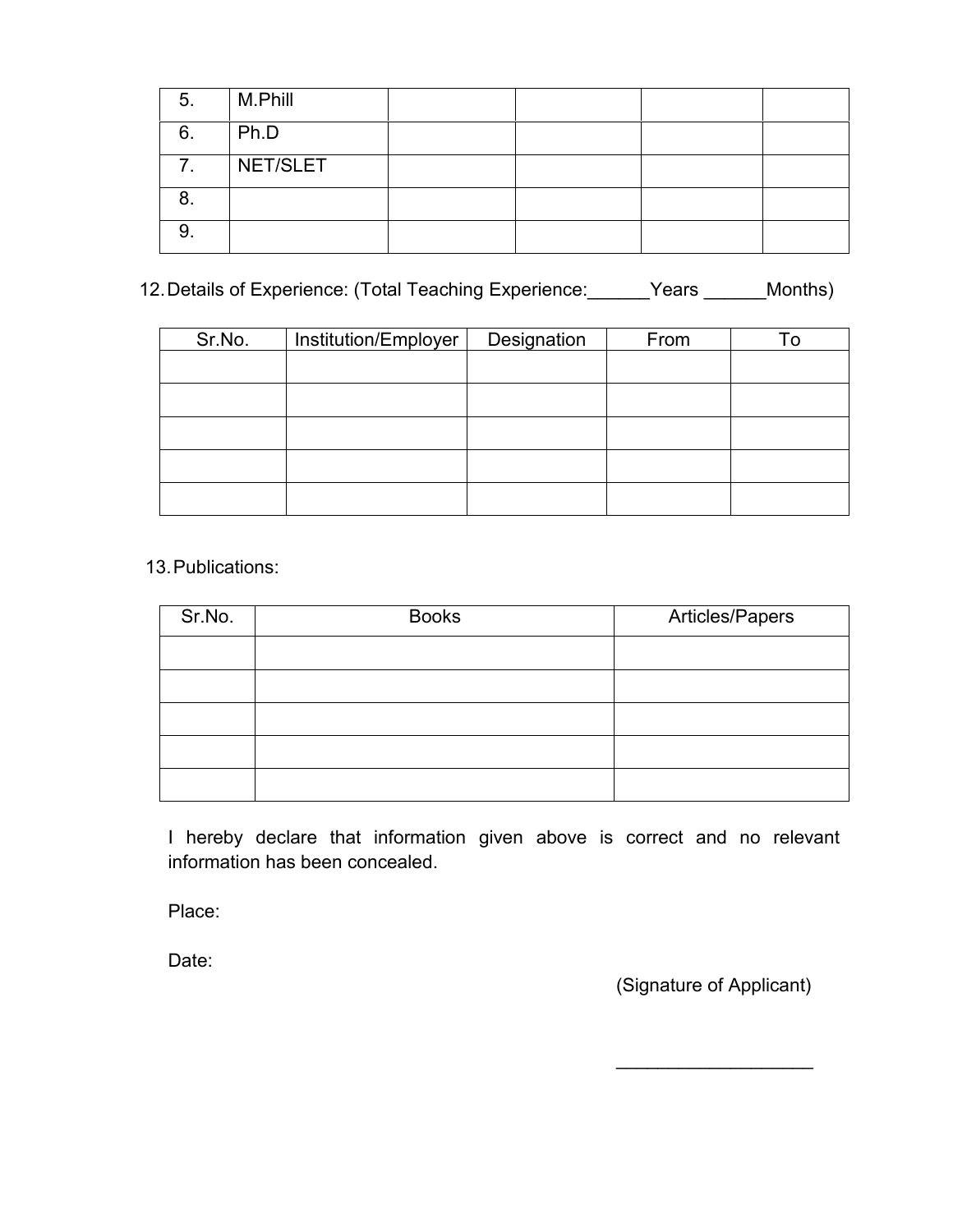| | | | | | |
|---|---|---|---|---|---|
| 5. | M.Phill | | | | |
| 6. | Ph.D | | | | |
| 7. | NET/SLET | | | | |
| 8. | | | | | |
| 9. | | | | | |

12. Details of Experience: (Total Teaching Experience:______Years ______Months)

| Sr.No. | Institution/Employer | Designation | From | To |
|---|---|---|---|---|
| | | | | |
| | | | | |
| | | | | |
| | | | | |
| | | | | |

13. Publications:

| Sr.No. | Books | Articles/Papers |
|---|---|---|
| | | |
| | | |
| | | |
| | | |
| | | |

I hereby declare that information given above is correct and no relevant information has been concealed.

Place:

Date:

(Signature of Applicant)

____________________